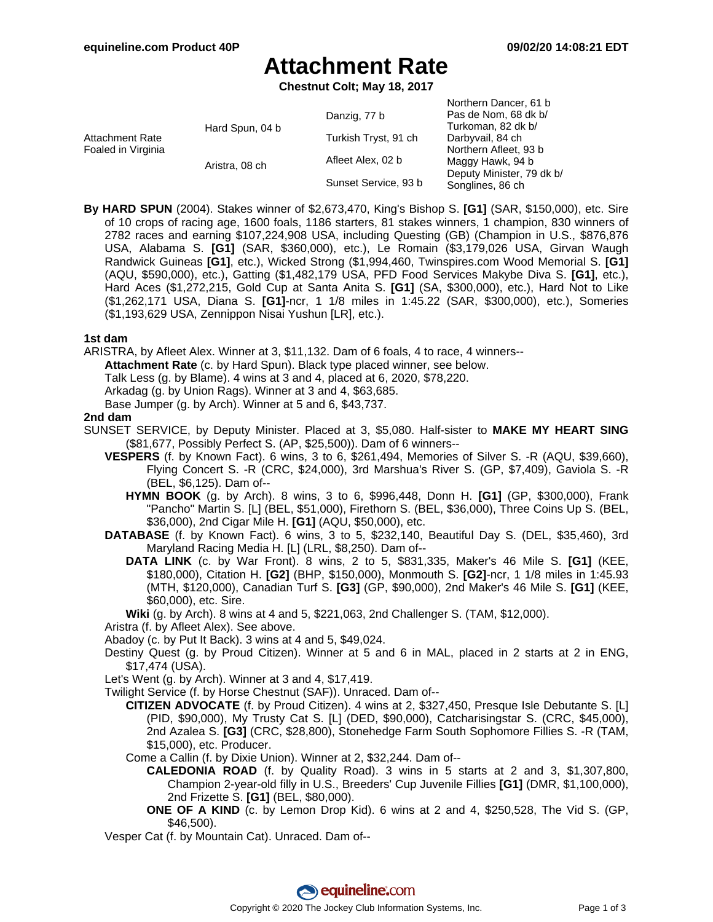# Attachment Rate

**Chestnut Colt; May 18, 2017**

| | | | |
|---|---|---|---|
| Attachment Rate<br>Foaled in Virginia | Hard Spun, 04 b | Danzig, 77 b | Northern Dancer, 61 b<br>Pas de Nom, 68 dk b/ |
| | | Turkish Tryst, 91 ch | Turkoman, 82 dk b/<br>Darbyvail, 84 ch |
| | Aristra, 08 ch | Afleet Alex, 02 b | Northern Afleet, 93 b<br>Maggy Hawk, 94 b |
| | | Sunset Service, 93 b | Deputy Minister, 79 dk b/<br>Songlines, 86 ch |

**By HARD SPUN** (2004). Stakes winner of $2,673,470, King's Bishop S. **[G1]** (SAR, $150,000), etc. Sire of 10 crops of racing age, 1600 foals, 1186 starters, 81 stakes winners, 1 champion, 830 winners of 2782 races and earning $107,224,908 USA, including Questing (GB) (Champion in U.S., $876,876 USA, Alabama S. **[G1]** (SAR, $360,000), etc.), Le Romain ($3,179,026 USA, Girvan Waugh Randwick Guineas **[G1]**, etc.), Wicked Strong ($1,994,460, Twinspires.com Wood Memorial S. **[G1]** (AQU, $590,000), etc.), Gatting ($1,482,179 USA, PFD Food Services Makybe Diva S. **[G1]**, etc.), Hard Aces ($1,272,215, Gold Cup at Santa Anita S. **[G1]** (SA, $300,000), etc.), Hard Not to Like ($1,262,171 USA, Diana S. **[G1]**-ncr, 1 1/8 miles in 1:45.22 (SAR, $300,000), etc.), Someries ($1,193,629 USA, Zennippon Nisai Yushun [LR], etc.).

**1st dam**

ARISTRA, by Afleet Alex. Winner at 3, $11,132. Dam of 6 foals, 4 to race, 4 winners--

- **Attachment Rate** (c. by Hard Spun). Black type placed winner, see below.
- Talk Less (g. by Blame). 4 wins at 3 and 4, placed at 6, 2020, $78,220.
- Arkadag (g. by Union Rags). Winner at 3 and 4, $63,685.
- Base Jumper (g. by Arch). Winner at 5 and 6, $43,737.

**2nd dam**

SUNSET SERVICE, by Deputy Minister. Placed at 3, $5,080. Half-sister to **MAKE MY HEART SING** ($81,677, Possibly Perfect S. (AP, $25,500)). Dam of 6 winners--

- **VESPERS** (f. by Known Fact). 6 wins, 3 to 6, $261,494, Memories of Silver S. -R (AQU, $39,660), Flying Concert S. -R (CRC, $24,000), 3rd Marshua's River S. (GP, $7,409), Gaviola S. -R (BEL, $6,125). Dam of--
  - **HYMN BOOK** (g. by Arch). 8 wins, 3 to 6, $996,448, Donn H. **[G1]** (GP, $300,000), Frank "Pancho" Martin S. [L] (BEL, $51,000), Firethorn S. (BEL, $36,000), Three Coins Up S. (BEL, $36,000), 2nd Cigar Mile H. **[G1]** (AQU, $50,000), etc.
- **DATABASE** (f. by Known Fact). 6 wins, 3 to 5, $232,140, Beautiful Day S. (DEL, $35,460), 3rd Maryland Racing Media H. [L] (LRL, $8,250). Dam of--
  - **DATA LINK** (c. by War Front). 8 wins, 2 to 5, $831,335, Maker's 46 Mile S. **[G1]** (KEE, $180,000), Citation H. **[G2]** (BHP, $150,000), Monmouth S. **[G2]**-ncr, 1 1/8 miles in 1:45.93 (MTH, $120,000), Canadian Turf S. **[G3]** (GP, $90,000), 2nd Maker's 46 Mile S. **[G1]** (KEE, $60,000), etc. Sire.
  - **Wiki** (g. by Arch). 8 wins at 4 and 5, $221,063, 2nd Challenger S. (TAM, $12,000).
- Aristra (f. by Afleet Alex). See above.
- Abadoy (c. by Put It Back). 3 wins at 4 and 5, $49,024.
- Destiny Quest (g. by Proud Citizen). Winner at 5 and 6 in MAL, placed in 2 starts at 2 in ENG, $17,474 (USA).
- Let's Went (g. by Arch). Winner at 3 and 4, $17,419.
- Twilight Service (f. by Horse Chestnut (SAF)). Unraced. Dam of--
  - **CITIZEN ADVOCATE** (f. by Proud Citizen). 4 wins at 2, $327,450, Presque Isle Debutante S. [L] (PID, $90,000), My Trusty Cat S. [L] (DED, $90,000), Catcharisingstar S. (CRC, $45,000), 2nd Azalea S. **[G3]** (CRC, $28,800), Stonehedge Farm South Sophomore Fillies S. -R (TAM, $15,000), etc. Producer.
  - Come a Callin (f. by Dixie Union). Winner at 2, $32,244. Dam of--
    - **CALEDONIA ROAD** (f. by Quality Road). 3 wins in 5 starts at 2 and 3, $1,307,800, Champion 2-year-old filly in U.S., Breeders' Cup Juvenile Fillies **[G1]** (DMR, $1,100,000), 2nd Frizette S. **[G1]** (BEL, $80,000).
    - **ONE OF A KIND** (c. by Lemon Drop Kid). 6 wins at 2 and 4, $250,528, The Vid S. (GP, $46,500).
- Vesper Cat (f. by Mountain Cat). Unraced. Dam of--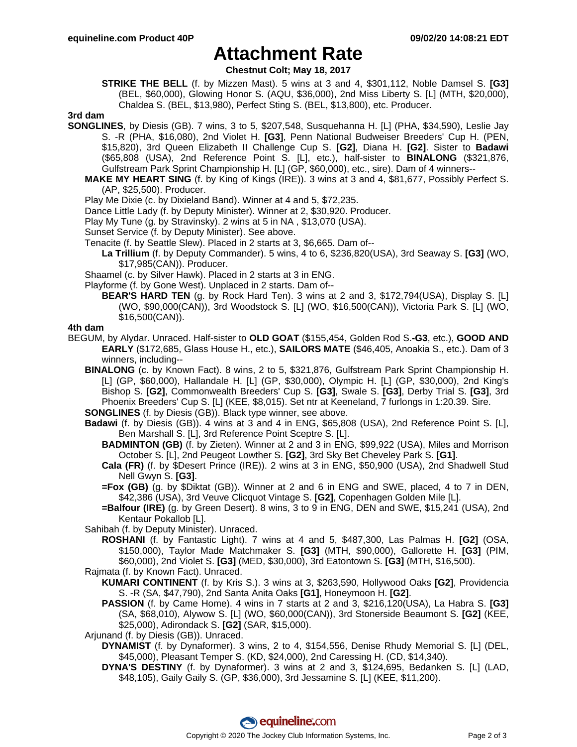# Attachment Rate

**Chestnut Colt; May 18, 2017**

**STRIKE THE BELL** (f. by Mizzen Mast). 5 wins at 3 and 4, $301,112, Noble Damsel S. **[G3]** (BEL, $60,000), Glowing Honor S. (AQU, $36,000), 2nd Miss Liberty S. [L] (MTH, $20,000), Chaldea S. (BEL, $13,980), Perfect Sting S. (BEL, $13,800), etc. Producer.

**3rd dam**

**SONGLINES**, by Diesis (GB). 7 wins, 3 to 5, $207,548, Susquehanna H. [L] (PHA, $34,590), Leslie Jay S. -R (PHA, $16,080), 2nd Violet H. **[G3]**, Penn National Budweiser Breeders' Cup H. (PEN, $15,820), 3rd Queen Elizabeth II Challenge Cup S. **[G2]**, Diana H. **[G2]**. Sister to **Badawi** ($65,808 (USA), 2nd Reference Point S. [L], etc.), half-sister to **BINALONG** ($321,876, Gulfstream Park Sprint Championship H. [L] (GP, $60,000), etc., sire). Dam of 4 winners--

**MAKE MY HEART SING** (f. by King of Kings (IRE)). 3 wins at 3 and 4, $81,677, Possibly Perfect S. (AP, $25,500). Producer.

Play Me Dixie (c. by Dixieland Band). Winner at 4 and 5, $72,235.

Dance Little Lady (f. by Deputy Minister). Winner at 2, $30,920. Producer.

Play My Tune (g. by Stravinsky). 2 wins at 5 in NA , $13,070 (USA).

Sunset Service (f. by Deputy Minister). See above.

Tenacite (f. by Seattle Slew). Placed in 2 starts at 3, $6,665. Dam of--

**La Trillium** (f. by Deputy Commander). 5 wins, 4 to 6, $236,820(USA), 3rd Seaway S. **[G3]** (WO, $17,985(CAN)). Producer.

Shaamel (c. by Silver Hawk). Placed in 2 starts at 3 in ENG.

Playforme (f. by Gone West). Unplaced in 2 starts. Dam of--

**BEAR'S HARD TEN** (g. by Rock Hard Ten). 3 wins at 2 and 3, $172,794(USA), Display S. [L] (WO, $90,000(CAN)), 3rd Woodstock S. [L] (WO, $16,500(CAN)), Victoria Park S. [L] (WO, $16,500(CAN)).

**4th dam**

BEGUM, by Alydar. Unraced. Half-sister to **OLD GOAT** ($155,454, Golden Rod S.**-G3**, etc.), **GOOD AND EARLY** ($172,685, Glass House H., etc.), **SAILORS MATE** ($46,405, Anoakia S., etc.). Dam of 3 winners, including--

**BINALONG** (c. by Known Fact). 8 wins, 2 to 5, $321,876, Gulfstream Park Sprint Championship H. [L] (GP, $60,000), Hallandale H. [L] (GP, $30,000), Olympic H. [L] (GP, $30,000), 2nd King's Bishop S. **[G2]**, Commonwealth Breeders' Cup S. **[G3]**, Swale S. **[G3]**, Derby Trial S. **[G3]**, 3rd Phoenix Breeders' Cup S. [L] (KEE, $8,015). Set ntr at Keeneland, 7 furlongs in 1:20.39. Sire.

**SONGLINES** (f. by Diesis (GB)). Black type winner, see above.

**Badawi** (f. by Diesis (GB)). 4 wins at 3 and 4 in ENG, $65,808 (USA), 2nd Reference Point S. [L], Ben Marshall S. [L], 3rd Reference Point Sceptre S. [L].

**BADMINTON (GB)** (f. by Zieten). Winner at 2 and 3 in ENG, $99,922 (USA), Miles and Morrison October S. [L], 2nd Peugeot Lowther S. **[G2]**, 3rd Sky Bet Cheveley Park S. **[G1]**.

**Cala (FR)** (f. by $Desert Prince (IRE)). 2 wins at 3 in ENG, $50,900 (USA), 2nd Shadwell Stud Nell Gwyn S. **[G3]**.

**=Fox (GB)** (g. by $Diktat (GB)). Winner at 2 and 6 in ENG and SWE, placed, 4 to 7 in DEN, $42,386 (USA), 3rd Veuve Clicquot Vintage S. **[G2]**, Copenhagen Golden Mile [L].

**=Balfour (IRE)** (g. by Green Desert). 8 wins, 3 to 9 in ENG, DEN and SWE, $15,241 (USA), 2nd Kentaur Pokallob [L].

Sahibah (f. by Deputy Minister). Unraced.

**ROSHANI** (f. by Fantastic Light). 7 wins at 4 and 5, $487,300, Las Palmas H. **[G2]** (OSA, $150,000), Taylor Made Matchmaker S. **[G3]** (MTH, $90,000), Gallorette H. **[G3]** (PIM, $60,000), 2nd Violet S. **[G3]** (MED, $30,000), 3rd Eatontown S. **[G3]** (MTH, $16,500).

Rajmata (f. by Known Fact). Unraced.

**KUMARI CONTINENT** (f. by Kris S.). 3 wins at 3, $263,590, Hollywood Oaks **[G2]**, Providencia S. -R (SA, $47,790), 2nd Santa Anita Oaks **[G1]**, Honeymoon H. **[G2]**.

**PASSION** (f. by Came Home). 4 wins in 7 starts at 2 and 3, $216,120(USA), La Habra S. **[G3]** (SA, $68,010), Alywow S. [L] (WO, $60,000(CAN)), 3rd Stonerside Beaumont S. **[G2]** (KEE, $25,000), Adirondack S. **[G2]** (SAR, $15,000).

Arjunand (f. by Diesis (GB)). Unraced.

**DYNAMIST** (f. by Dynaformer). 3 wins, 2 to 4, $154,556, Denise Rhudy Memorial S. [L] (DEL, $45,000), Pleasant Temper S. (KD, $24,000), 2nd Caressing H. (CD, $14,340).

**DYNA'S DESTINY** (f. by Dynaformer). 3 wins at 2 and 3, $124,695, Bedanken S. [L] (LAD, $48,105), Gaily Gaily S. (GP, $36,000), 3rd Jessamine S. [L] (KEE, $11,200).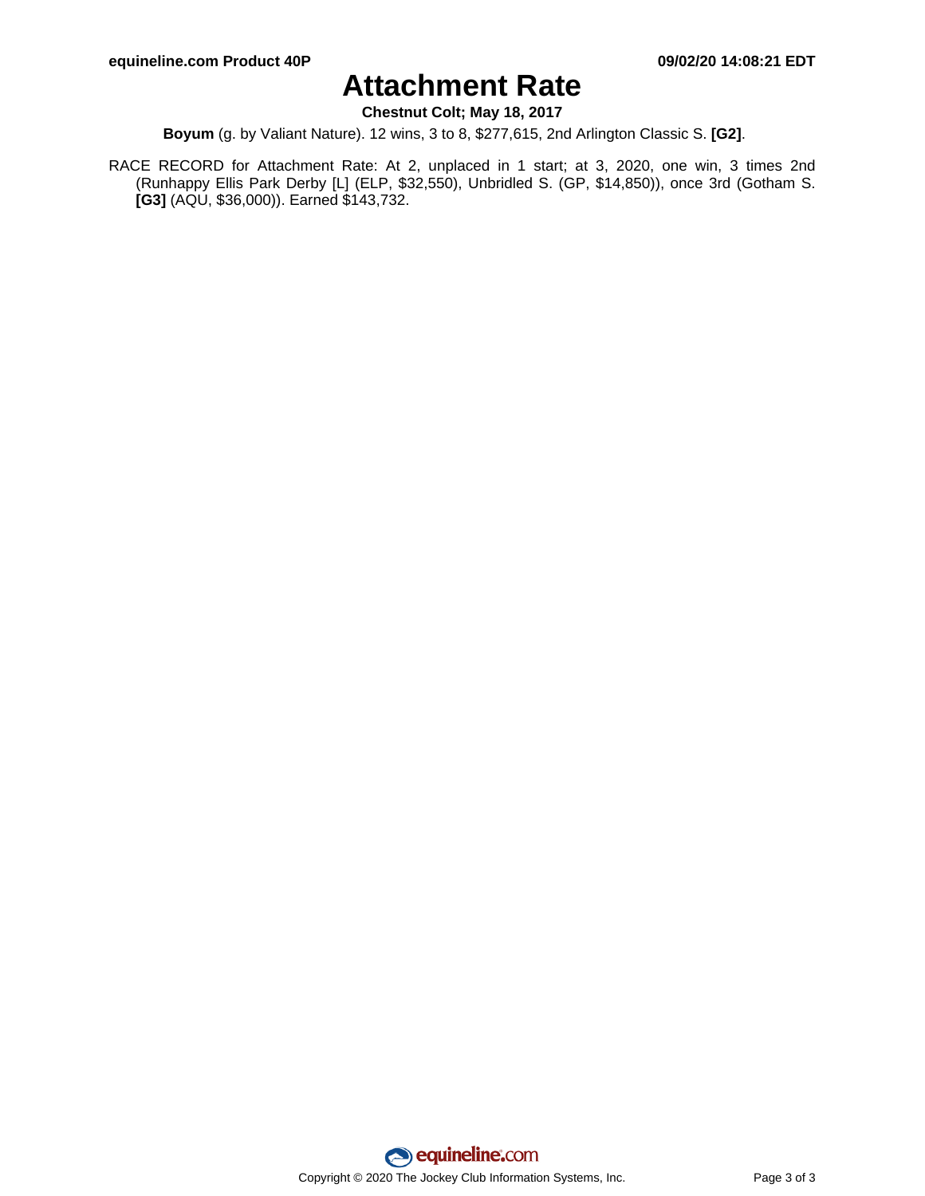# Attachment Rate

**Chestnut Colt; May 18, 2017**

**Boyum** (g. by Valiant Nature). 12 wins, 3 to 8, $277,615, 2nd Arlington Classic S. **[G2]**.

RACE RECORD for Attachment Rate: At 2, unplaced in 1 start; at 3, 2020, one win, 3 times 2nd (Runhappy Ellis Park Derby [L] (ELP, $32,550), Unbridled S. (GP, $14,850)), once 3rd (Gotham S. **[G3]** (AQU, $36,000)). Earned $143,732.